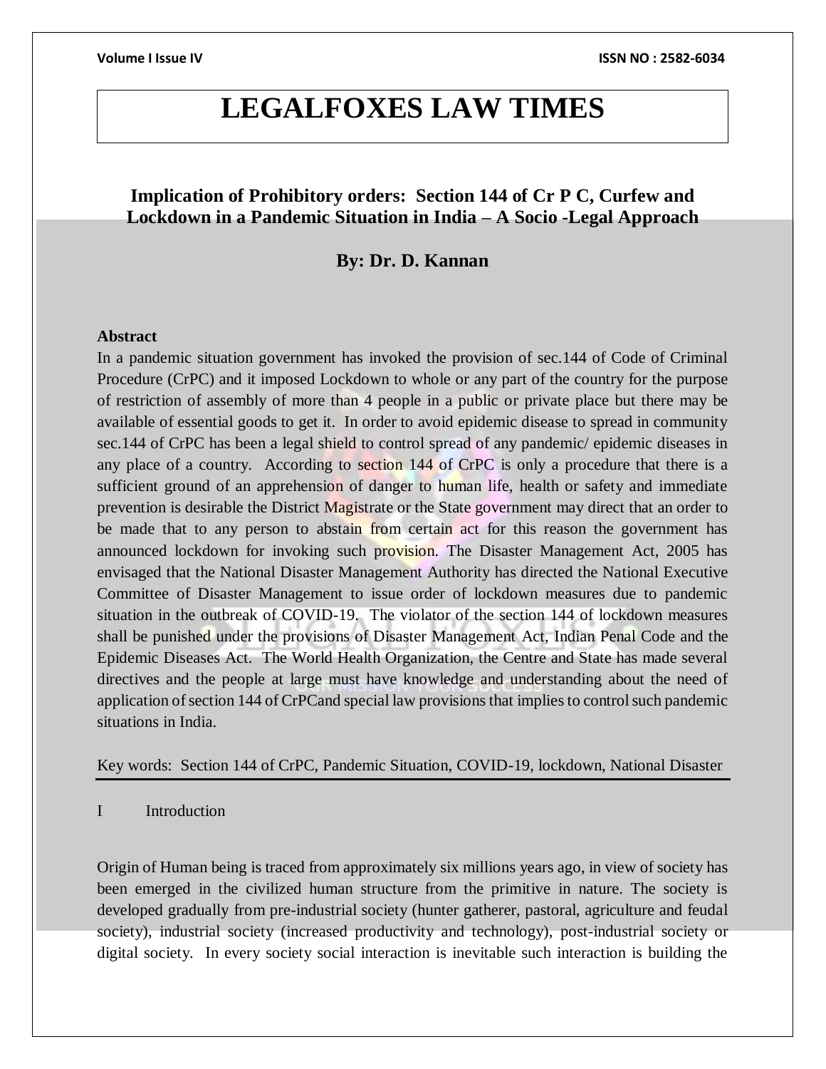# LEGALFOXES LAW TIMES

## Implication of Prohibitory orders: Section 144 of Cr P C, Curfew and Lockdown in a Pandemic Situation in India – A Socio -Legal Approach

**By: Dr. D. Kannan**

**Abstract**

In a pandemic situation government has invoked the provision of sec.144 of Code of Criminal Procedure (CrPC) and it imposed Lockdown to whole or any part of the country for the purpose of restriction of assembly of more than 4 people in a public or private place but there may be available of essential goods to get it. In order to avoid epidemic disease to spread in community sec.144 of CrPC has been a legal shield to control spread of any pandemic/ epidemic diseases in any place of a country. According to section 144 of CrPC is only a procedure that there is a sufficient ground of an apprehension of danger to human life, health or safety and immediate prevention is desirable the District Magistrate or the State government may direct that an order to be made that to any person to abstain from certain act for this reason the government has announced lockdown for invoking such provision. The Disaster Management Act, 2005 has envisaged that the National Disaster Management Authority has directed the National Executive Committee of Disaster Management to issue order of lockdown measures due to pandemic situation in the outbreak of COVID-19. The violator of the section 144 of lockdown measures shall be punished under the provisions of Disaster Management Act, Indian Penal Code and the Epidemic Diseases Act. The World Health Organization, the Centre and State has made several directives and the people at large must have knowledge and understanding about the need of application of section 144 of CrPCand special law provisions that implies to control such pandemic situations in India.

Key words: Section 144 of CrPC, Pandemic Situation, COVID-19, lockdown, National Disaster

## I Introduction

Origin of Human being is traced from approximately six millions years ago, in view of society has been emerged in the civilized human structure from the primitive in nature. The society is developed gradually from pre-industrial society (hunter gatherer, pastoral, agriculture and feudal society), industrial society (increased productivity and technology), post-industrial society or digital society. In every society social interaction is inevitable such interaction is building the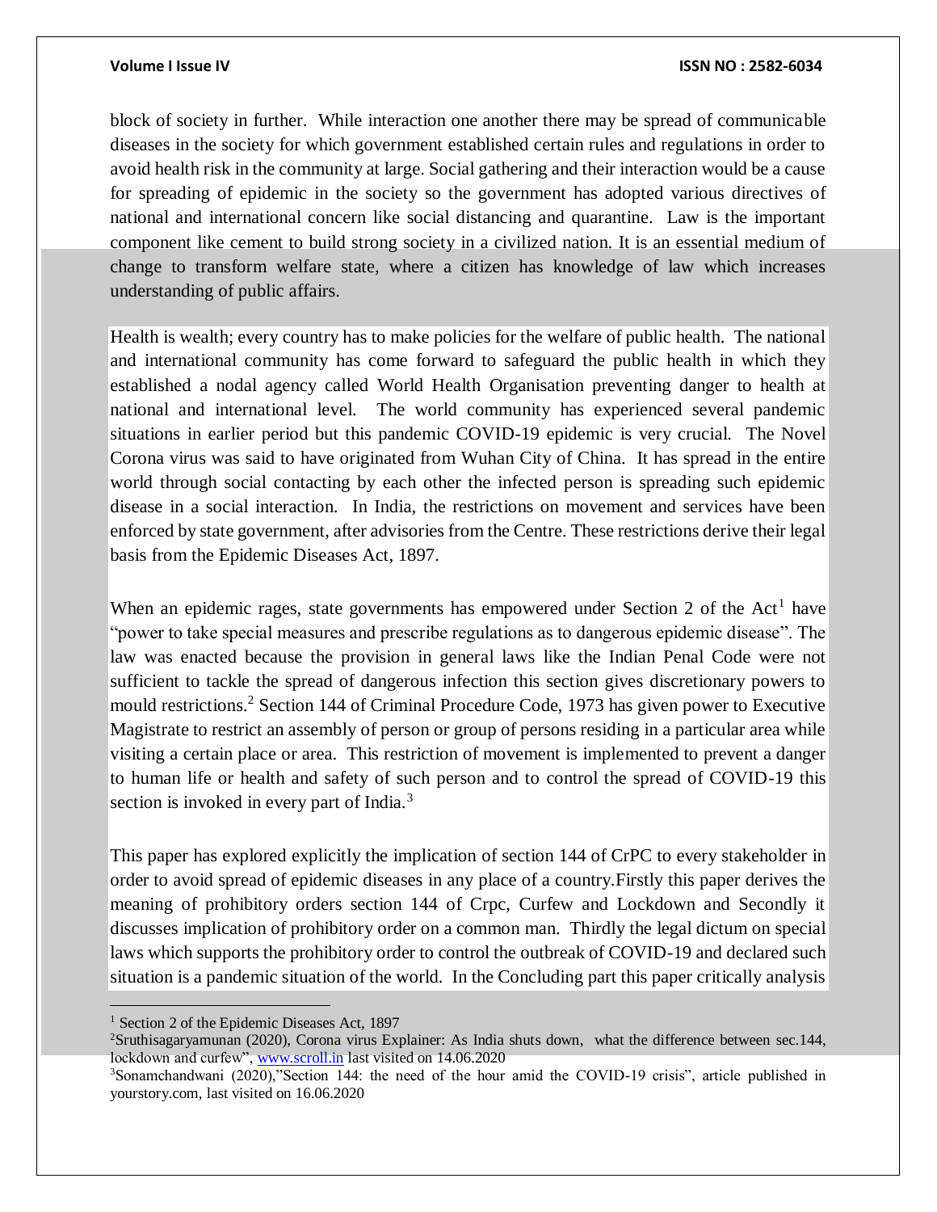block of society in further. While interaction one another there may be spread of communicable diseases in the society for which government established certain rules and regulations in order to avoid health risk in the community at large. Social gathering and their interaction would be a cause for spreading of epidemic in the society so the government has adopted various directives of national and international concern like social distancing and quarantine. Law is the important component like cement to build strong society in a civilized nation. It is an essential medium of change to transform welfare state, where a citizen has knowledge of law which increases understanding of public affairs.

Health is wealth; every country has to make policies for the welfare of public health. The national and international community has come forward to safeguard the public health in which they established a nodal agency called World Health Organisation preventing danger to health at national and international level. The world community has experienced several pandemic situations in earlier period but this pandemic COVID-19 epidemic is very crucial. The Novel Corona virus was said to have originated from Wuhan City of China. It has spread in the entire world through social contacting by each other the infected person is spreading such epidemic disease in a social interaction. In India, the restrictions on movement and services have been enforced by state government, after advisories from the Centre. These restrictions derive their legal basis from the Epidemic Diseases Act, 1897.

When an epidemic rages, state governments has empowered under Section 2 of the Act[1] have "power to take special measures and prescribe regulations as to dangerous epidemic disease". The law was enacted because the provision in general laws like the Indian Penal Code were not sufficient to tackle the spread of dangerous infection this section gives discretionary powers to mould restrictions.[2] Section 144 of Criminal Procedure Code, 1973 has given power to Executive Magistrate to restrict an assembly of person or group of persons residing in a particular area while visiting a certain place or area. This restriction of movement is implemented to prevent a danger to human life or health and safety of such person and to control the spread of COVID-19 this section is invoked in every part of India.[3]

This paper has explored explicitly the implication of section 144 of CrPC to every stakeholder in order to avoid spread of epidemic diseases in any place of a country.Firstly this paper derives the meaning of prohibitory orders section 144 of Crpc, Curfew and Lockdown and Secondly it discusses implication of prohibitory order on a common man. Thirdly the legal dictum on special laws which supports the prohibitory order to control the outbreak of COVID-19 and declared such situation is a pandemic situation of the world. In the Concluding part this paper critically analysis

---

[1] Section 2 of the Epidemic Diseases Act, 1897

[2] Sruthisagaryamunan (2020), Corona virus Explainer: As India shuts down, what the difference between sec.144, lockdown and curfew", www.scroll.in last visited on 14.06.2020

[3] Sonamchandwani (2020),"Section 144: the need of the hour amid the COVID-19 crisis", article published in yourstory.com, last visited on 16.06.2020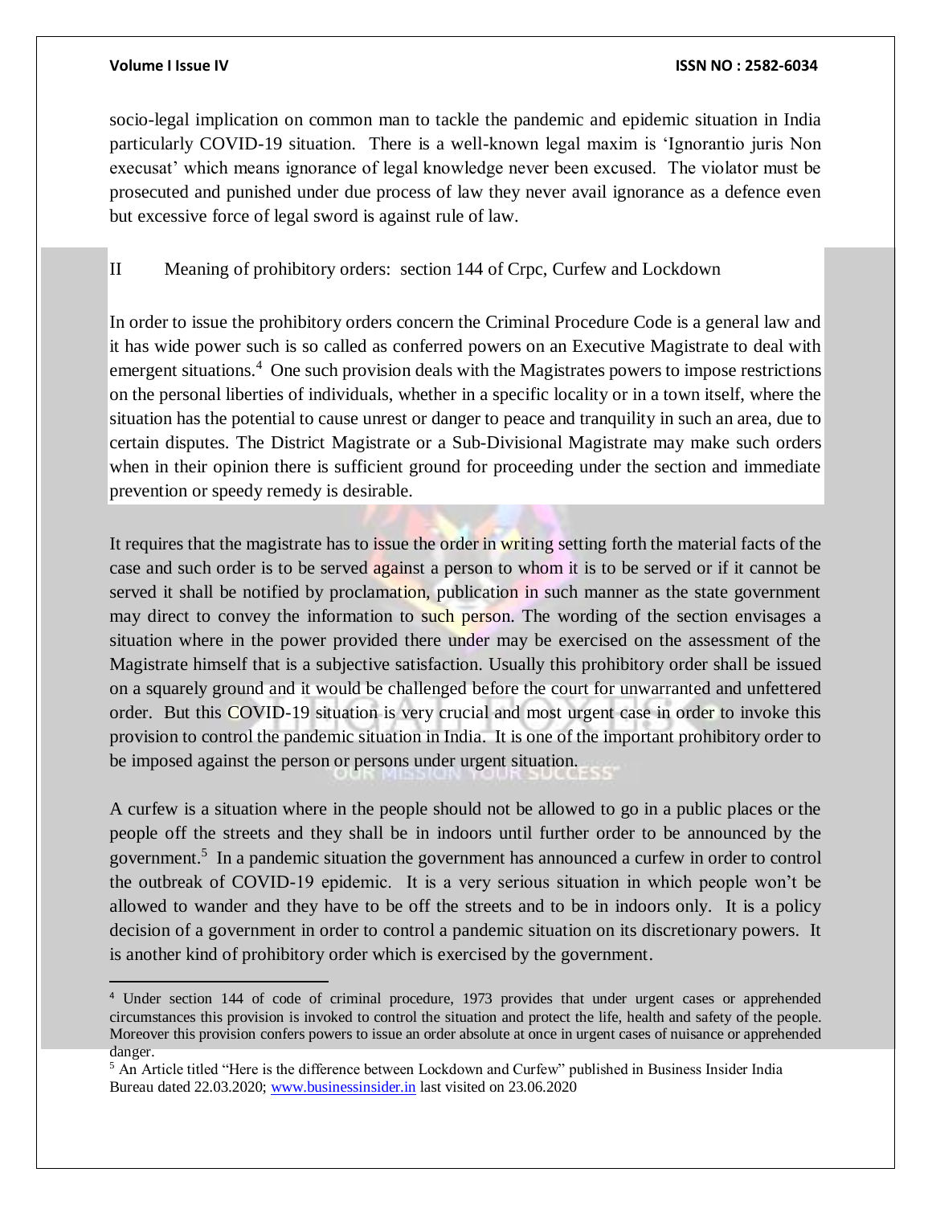socio-legal implication on common man to tackle the pandemic and epidemic situation in India particularly COVID-19 situation. There is a well-known legal maxim is 'Ignorantio juris Non execusat' which means ignorance of legal knowledge never been excused. The violator must be prosecuted and punished under due process of law they never avail ignorance as a defence even but excessive force of legal sword is against rule of law.

## II Meaning of prohibitory orders: section 144 of Crpc, Curfew and Lockdown

In order to issue the prohibitory orders concern the Criminal Procedure Code is a general law and it has wide power such is so called as conferred powers on an Executive Magistrate to deal with emergent situations.[4] One such provision deals with the Magistrates powers to impose restrictions on the personal liberties of individuals, whether in a specific locality or in a town itself, where the situation has the potential to cause unrest or danger to peace and tranquility in such an area, due to certain disputes. The District Magistrate or a Sub-Divisional Magistrate may make such orders when in their opinion there is sufficient ground for proceeding under the section and immediate prevention or speedy remedy is desirable.

It requires that the magistrate has to issue the order in writing setting forth the material facts of the case and such order is to be served against a person to whom it is to be served or if it cannot be served it shall be notified by proclamation, publication in such manner as the state government may direct to convey the information to such person. The wording of the section envisages a situation where in the power provided there under may be exercised on the assessment of the Magistrate himself that is a subjective satisfaction. Usually this prohibitory order shall be issued on a squarely ground and it would be challenged before the court for unwarranted and unfettered order. But this COVID-19 situation is very crucial and most urgent case in order to invoke this provision to control the pandemic situation in India. It is one of the important prohibitory order to be imposed against the person or persons under urgent situation.

A curfew is a situation where in the people should not be allowed to go in a public places or the people off the streets and they shall be in indoors until further order to be announced by the government.[5] In a pandemic situation the government has announced a curfew in order to control the outbreak of COVID-19 epidemic. It is a very serious situation in which people won't be allowed to wander and they have to be off the streets and to be in indoors only. It is a policy decision of a government in order to control a pandemic situation on its discretionary powers. It is another kind of prohibitory order which is exercised by the government.

---

[4] Under section 144 of code of criminal procedure, 1973 provides that under urgent cases or apprehended circumstances this provision is invoked to control the situation and protect the life, health and safety of the people. Moreover this provision confers powers to issue an order absolute at once in urgent cases of nuisance or apprehended danger.

[5] An Article titled "Here is the difference between Lockdown and Curfew" published in Business Insider India Bureau dated 22.03.2020; www.businessinsider.in last visited on 23.06.2020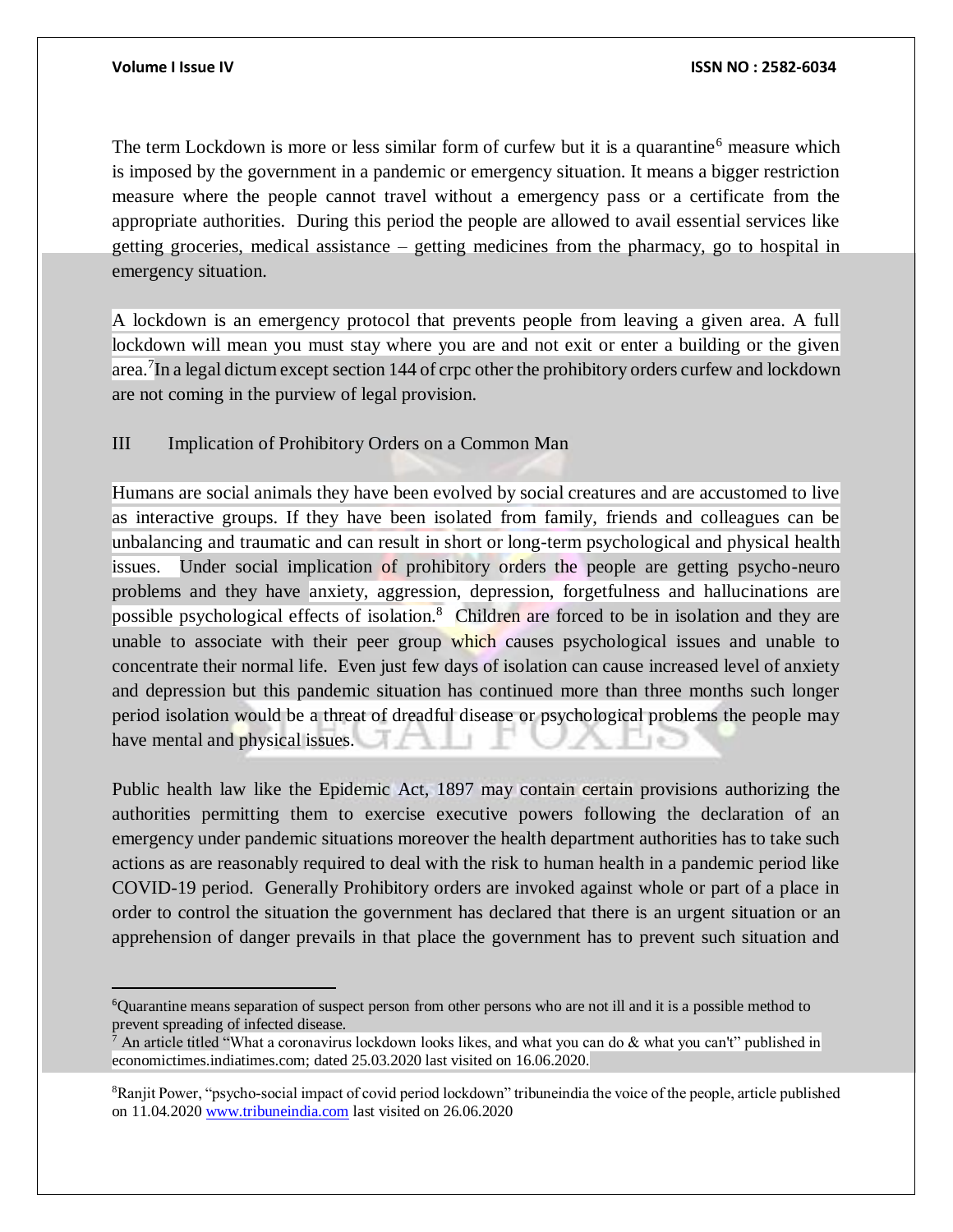The term Lockdown is more or less similar form of curfew but it is a quarantine[6] measure which is imposed by the government in a pandemic or emergency situation. It means a bigger restriction measure where the people cannot travel without a emergency pass or a certificate from the appropriate authorities. During this period the people are allowed to avail essential services like getting groceries, medical assistance – getting medicines from the pharmacy, go to hospital in emergency situation.

A lockdown is an emergency protocol that prevents people from leaving a given area. A full lockdown will mean you must stay where you are and not exit or enter a building or the given area.[7]In a legal dictum except section 144 of crpc other the prohibitory orders curfew and lockdown are not coming in the purview of legal provision.

## III Implication of Prohibitory Orders on a Common Man

Humans are social animals they have been evolved by social creatures and are accustomed to live as interactive groups. If they have been isolated from family, friends and colleagues can be unbalancing and traumatic and can result in short or long-term psychological and physical health issues. Under social implication of prohibitory orders the people are getting psycho-neuro problems and they have anxiety, aggression, depression, forgetfulness and hallucinations are possible psychological effects of isolation.[8] Children are forced to be in isolation and they are unable to associate with their peer group which causes psychological issues and unable to concentrate their normal life. Even just few days of isolation can cause increased level of anxiety and depression but this pandemic situation has continued more than three months such longer period isolation would be a threat of dreadful disease or psychological problems the people may have mental and physical issues.

Public health law like the Epidemic Act, 1897 may contain certain provisions authorizing the authorities permitting them to exercise executive powers following the declaration of an emergency under pandemic situations moreover the health department authorities has to take such actions as are reasonably required to deal with the risk to human health in a pandemic period like COVID-19 period. Generally Prohibitory orders are invoked against whole or part of a place in order to control the situation the government has declared that there is an urgent situation or an apprehension of danger prevails in that place the government has to prevent such situation and

---

[6]Quarantine means separation of suspect person from other persons who are not ill and it is a possible method to prevent spreading of infected disease.

[7] An article titled "What a coronavirus lockdown looks likes, and what you can do & what you can't" published in economictimes.indiatimes.com; dated 25.03.2020 last visited on 16.06.2020.

[8]Ranjit Power, "psycho-social impact of covid period lockdown" tribuneindia the voice of the people, article published on 11.04.2020 www.tribuneindia.com last visited on 26.06.2020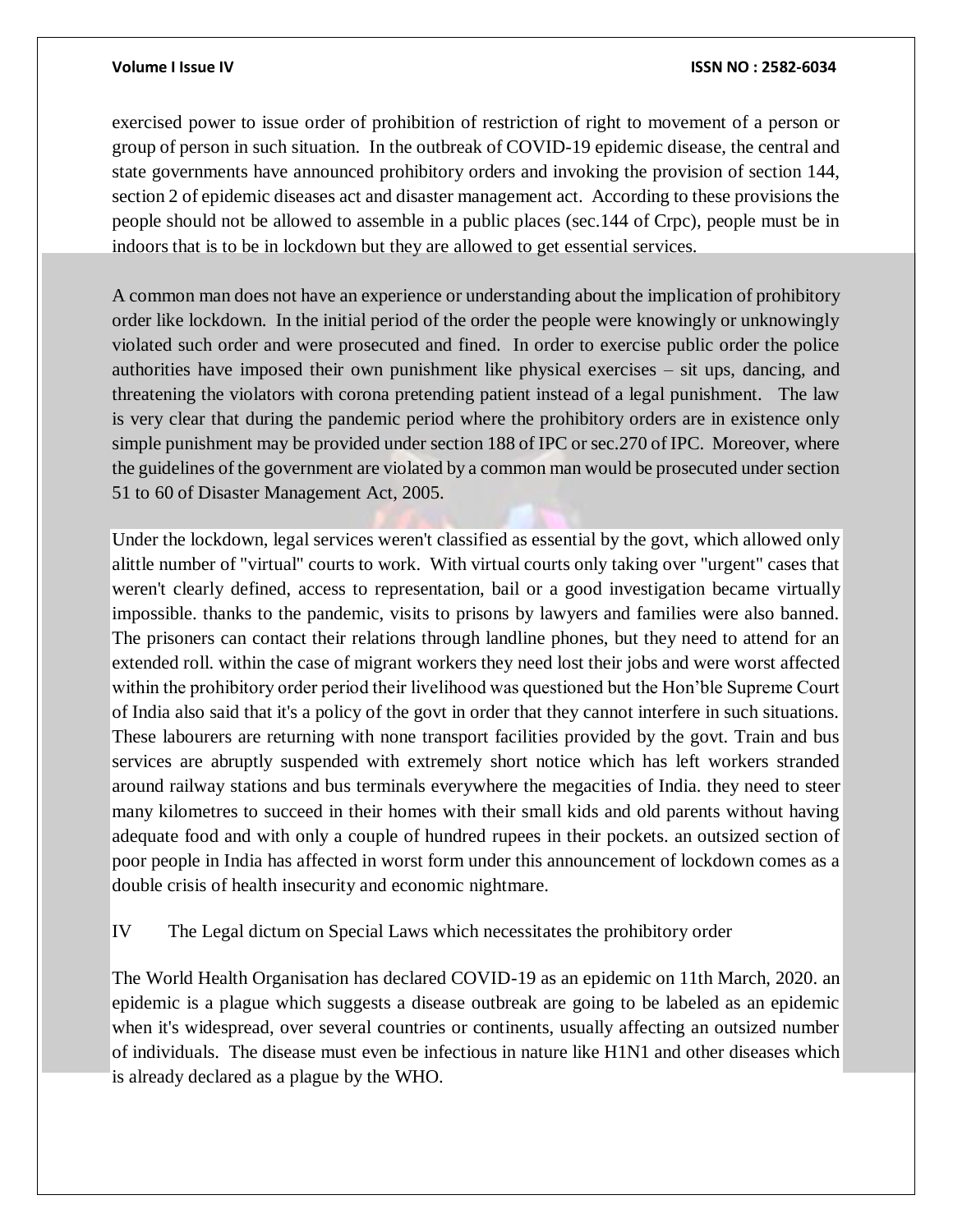exercised power to issue order of prohibition of restriction of right to movement of a person or group of person in such situation. In the outbreak of COVID-19 epidemic disease, the central and state governments have announced prohibitory orders and invoking the provision of section 144, section 2 of epidemic diseases act and disaster management act. According to these provisions the people should not be allowed to assemble in a public places (sec.144 of Crpc), people must be in indoors that is to be in lockdown but they are allowed to get essential services.

A common man does not have an experience or understanding about the implication of prohibitory order like lockdown. In the initial period of the order the people were knowingly or unknowingly violated such order and were prosecuted and fined. In order to exercise public order the police authorities have imposed their own punishment like physical exercises – sit ups, dancing, and threatening the violators with corona pretending patient instead of a legal punishment. The law is very clear that during the pandemic period where the prohibitory orders are in existence only simple punishment may be provided under section 188 of IPC or sec.270 of IPC. Moreover, where the guidelines of the government are violated by a common man would be prosecuted under section 51 to 60 of Disaster Management Act, 2005.

Under the lockdown, legal services weren't classified as essential by the govt, which allowed only alittle number of "virtual" courts to work. With virtual courts only taking over "urgent" cases that weren't clearly defined, access to representation, bail or a good investigation became virtually impossible. thanks to the pandemic, visits to prisons by lawyers and families were also banned. The prisoners can contact their relations through landline phones, but they need to attend for an extended roll. within the case of migrant workers they need lost their jobs and were worst affected within the prohibitory order period their livelihood was questioned but the Hon'ble Supreme Court of India also said that it's a policy of the govt in order that they cannot interfere in such situations. These labourers are returning with none transport facilities provided by the govt. Train and bus services are abruptly suspended with extremely short notice which has left workers stranded around railway stations and bus terminals everywhere the megacities of India. they need to steer many kilometres to succeed in their homes with their small kids and old parents without having adequate food and with only a couple of hundred rupees in their pockets. an outsized section of poor people in India has affected in worst form under this announcement of lockdown comes as a double crisis of health insecurity and economic nightmare.

## IV The Legal dictum on Special Laws which necessitates the prohibitory order

The World Health Organisation has declared COVID-19 as an epidemic on 11th March, 2020. an epidemic is a plague which suggests a disease outbreak are going to be labeled as an epidemic when it's widespread, over several countries or continents, usually affecting an outsized number of individuals. The disease must even be infectious in nature like H1N1 and other diseases which is already declared as a plague by the WHO.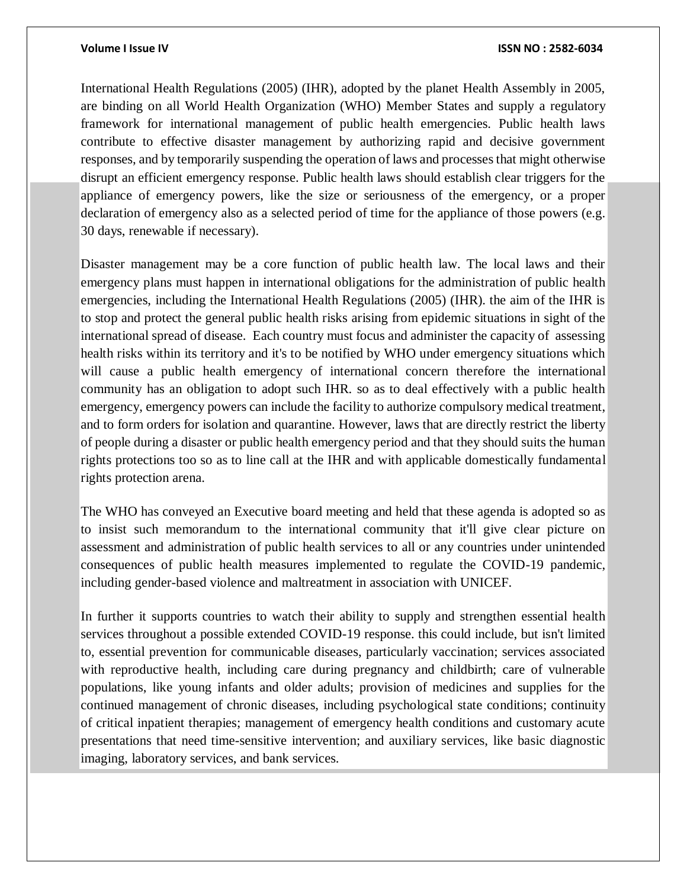International Health Regulations (2005) (IHR), adopted by the planet Health Assembly in 2005, are binding on all World Health Organization (WHO) Member States and supply a regulatory framework for international management of public health emergencies. Public health laws contribute to effective disaster management by authorizing rapid and decisive government responses, and by temporarily suspending the operation of laws and processes that might otherwise disrupt an efficient emergency response. Public health laws should establish clear triggers for the appliance of emergency powers, like the size or seriousness of the emergency, or a proper declaration of emergency also as a selected period of time for the appliance of those powers (e.g. 30 days, renewable if necessary).

Disaster management may be a core function of public health law. The local laws and their emergency plans must happen in international obligations for the administration of public health emergencies, including the International Health Regulations (2005) (IHR). the aim of the IHR is to stop and protect the general public health risks arising from epidemic situations in sight of the international spread of disease. Each country must focus and administer the capacity of assessing health risks within its territory and it's to be notified by WHO under emergency situations which will cause a public health emergency of international concern therefore the international community has an obligation to adopt such IHR. so as to deal effectively with a public health emergency, emergency powers can include the facility to authorize compulsory medical treatment, and to form orders for isolation and quarantine. However, laws that are directly restrict the liberty of people during a disaster or public health emergency period and that they should suits the human rights protections too so as to line call at the IHR and with applicable domestically fundamental rights protection arena.

The WHO has conveyed an Executive board meeting and held that these agenda is adopted so as to insist such memorandum to the international community that it'll give clear picture on assessment and administration of public health services to all or any countries under unintended consequences of public health measures implemented to regulate the COVID-19 pandemic, including gender-based violence and maltreatment in association with UNICEF.

In further it supports countries to watch their ability to supply and strengthen essential health services throughout a possible extended COVID-19 response. this could include, but isn't limited to, essential prevention for communicable diseases, particularly vaccination; services associated with reproductive health, including care during pregnancy and childbirth; care of vulnerable populations, like young infants and older adults; provision of medicines and supplies for the continued management of chronic diseases, including psychological state conditions; continuity of critical inpatient therapies; management of emergency health conditions and customary acute presentations that need time-sensitive intervention; and auxiliary services, like basic diagnostic imaging, laboratory services, and bank services.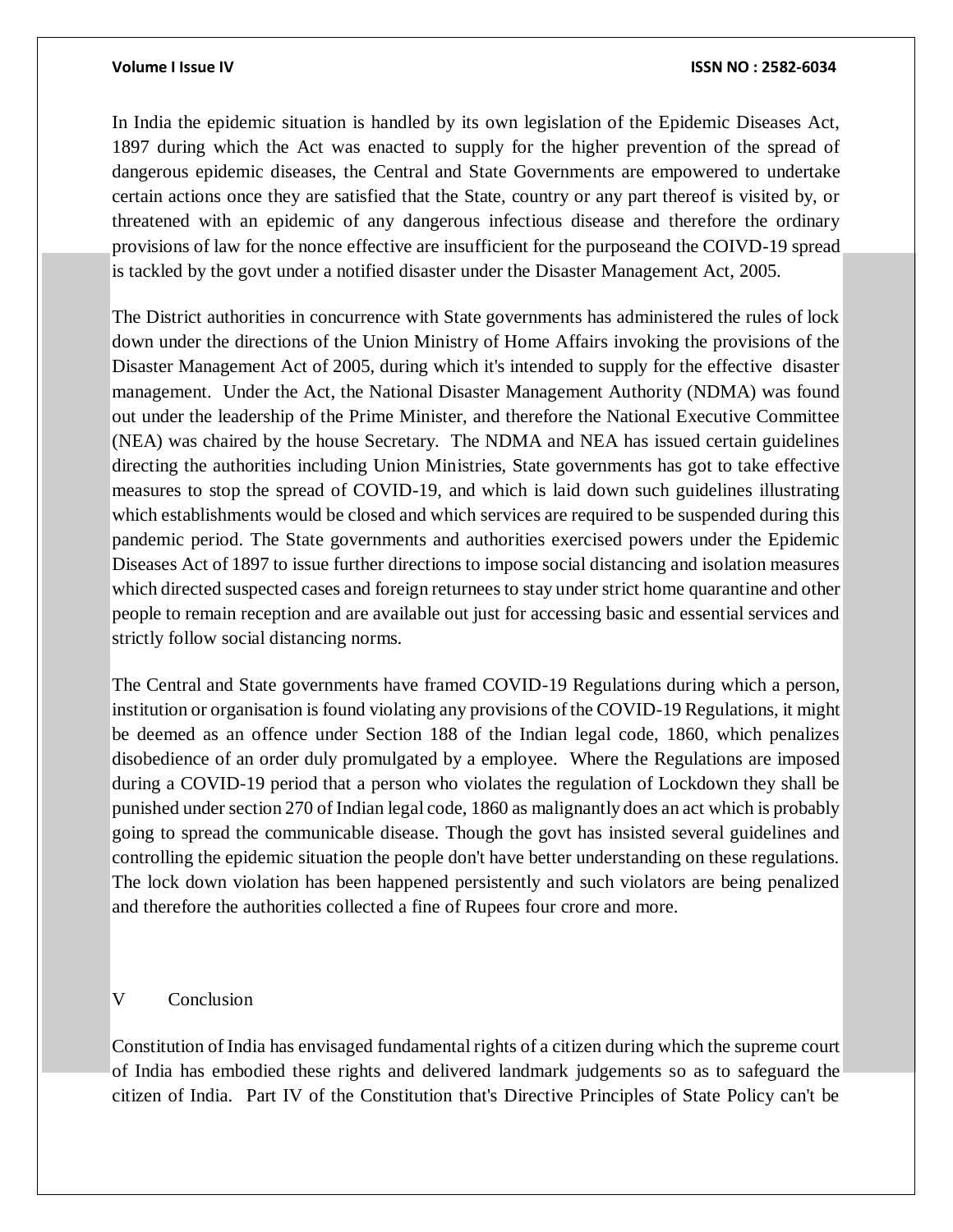In India the epidemic situation is handled by its own legislation of the Epidemic Diseases Act, 1897 during which the Act was enacted to supply for the higher prevention of the spread of dangerous epidemic diseases, the Central and State Governments are empowered to undertake certain actions once they are satisfied that the State, country or any part thereof is visited by, or threatened with an epidemic of any dangerous infectious disease and therefore the ordinary provisions of law for the nonce effective are insufficient for the purposeand the COIVD-19 spread is tackled by the govt under a notified disaster under the Disaster Management Act, 2005.

The District authorities in concurrence with State governments has administered the rules of lock down under the directions of the Union Ministry of Home Affairs invoking the provisions of the Disaster Management Act of 2005, during which it's intended to supply for the effective disaster management. Under the Act, the National Disaster Management Authority (NDMA) was found out under the leadership of the Prime Minister, and therefore the National Executive Committee (NEA) was chaired by the house Secretary. The NDMA and NEA has issued certain guidelines directing the authorities including Union Ministries, State governments has got to take effective measures to stop the spread of COVID-19, and which is laid down such guidelines illustrating which establishments would be closed and which services are required to be suspended during this pandemic period. The State governments and authorities exercised powers under the Epidemic Diseases Act of 1897 to issue further directions to impose social distancing and isolation measures which directed suspected cases and foreign returnees to stay under strict home quarantine and other people to remain reception and are available out just for accessing basic and essential services and strictly follow social distancing norms.

The Central and State governments have framed COVID-19 Regulations during which a person, institution or organisation is found violating any provisions of the COVID-19 Regulations, it might be deemed as an offence under Section 188 of the Indian legal code, 1860, which penalizes disobedience of an order duly promulgated by a employee. Where the Regulations are imposed during a COVID-19 period that a person who violates the regulation of Lockdown they shall be punished under section 270 of Indian legal code, 1860 as malignantly does an act which is probably going to spread the communicable disease. Though the govt has insisted several guidelines and controlling the epidemic situation the people don't have better understanding on these regulations. The lock down violation has been happened persistently and such violators are being penalized and therefore the authorities collected a fine of Rupees four crore and more.

## V Conclusion

Constitution of India has envisaged fundamental rights of a citizen during which the supreme court of India has embodied these rights and delivered landmark judgements so as to safeguard the citizen of India. Part IV of the Constitution that's Directive Principles of State Policy can't be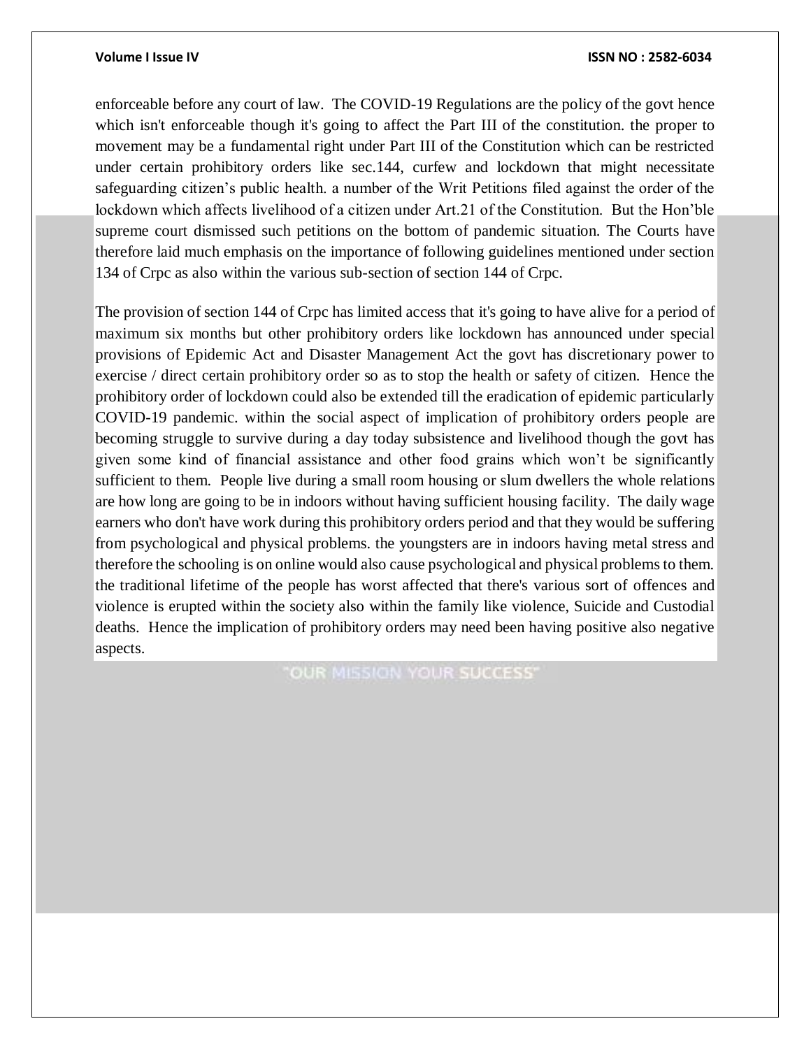enforceable before any court of law. The COVID-19 Regulations are the policy of the govt hence which isn't enforceable though it's going to affect the Part III of the constitution. the proper to movement may be a fundamental right under Part III of the Constitution which can be restricted under certain prohibitory orders like sec.144, curfew and lockdown that might necessitate safeguarding citizen's public health. a number of the Writ Petitions filed against the order of the lockdown which affects livelihood of a citizen under Art.21 of the Constitution. But the Hon'ble supreme court dismissed such petitions on the bottom of pandemic situation. The Courts have therefore laid much emphasis on the importance of following guidelines mentioned under section 134 of Crpc as also within the various sub-section of section 144 of Crpc.

The provision of section 144 of Crpc has limited access that it's going to have alive for a period of maximum six months but other prohibitory orders like lockdown has announced under special provisions of Epidemic Act and Disaster Management Act the govt has discretionary power to exercise / direct certain prohibitory order so as to stop the health or safety of citizen. Hence the prohibitory order of lockdown could also be extended till the eradication of epidemic particularly COVID-19 pandemic. within the social aspect of implication of prohibitory orders people are becoming struggle to survive during a day today subsistence and livelihood though the govt has given some kind of financial assistance and other food grains which won't be significantly sufficient to them. People live during a small room housing or slum dwellers the whole relations are how long are going to be in indoors without having sufficient housing facility. The daily wage earners who don't have work during this prohibitory orders period and that they would be suffering from psychological and physical problems. the youngsters are in indoors having metal stress and therefore the schooling is on online would also cause psychological and physical problems to them. the traditional lifetime of the people has worst affected that there's various sort of offences and violence is erupted within the society also within the family like violence, Suicide and Custodial deaths. Hence the implication of prohibitory orders may need been having positive also negative aspects.